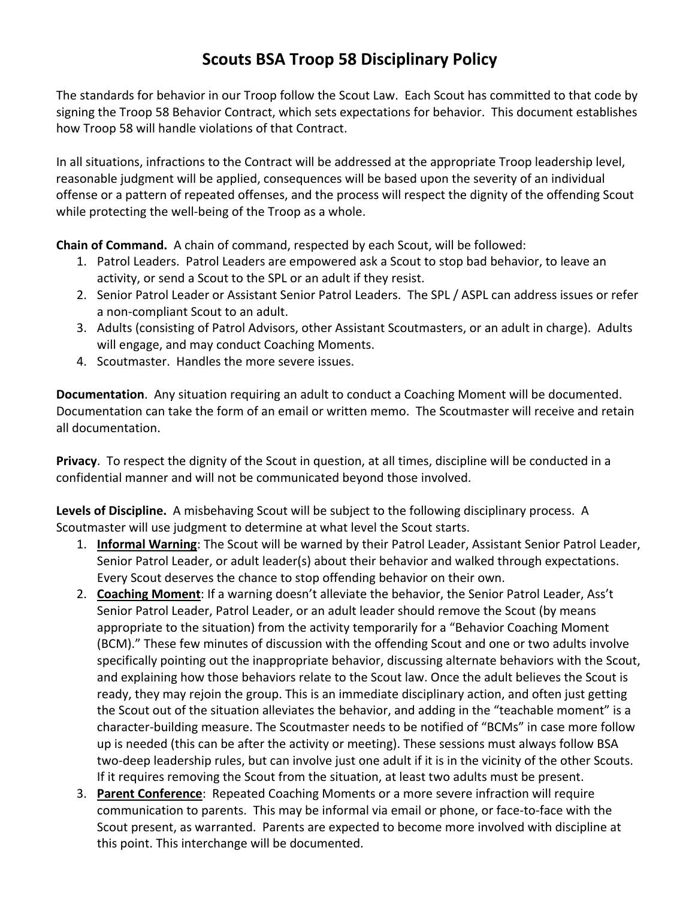# Scouts BSA Troop 58 Disciplinary Policy

The standards for behavior in our Troop follow the Scout Law. Each Scout has committed to that code by signing the Troop 58 Behavior Contract, which sets expectations for behavior. This document establishes how Troop 58 will handle violations of that Contract.

In all situations, infractions to the Contract will be addressed at the appropriate Troop leadership level, reasonable judgment will be applied, consequences will be based upon the severity of an individual offense or a pattern of repeated offenses, and the process will respect the dignity of the offending Scout while protecting the well-being of the Troop as a whole.

**Chain of Command.** A chain of command, respected by each Scout, will be followed:

1. Patrol Leaders. Patrol Leaders are empowered ask a Scout to stop bad behavior, to leave an activity, or send a Scout to the SPL or an adult if they resist.
2. Senior Patrol Leader or Assistant Senior Patrol Leaders. The SPL / ASPL can address issues or refer a non-compliant Scout to an adult.
3. Adults (consisting of Patrol Advisors, other Assistant Scoutmasters, or an adult in charge). Adults will engage, and may conduct Coaching Moments.
4. Scoutmaster. Handles the more severe issues.

**Documentation**. Any situation requiring an adult to conduct a Coaching Moment will be documented. Documentation can take the form of an email or written memo. The Scoutmaster will receive and retain all documentation.

**Privacy**. To respect the dignity of the Scout in question, at all times, discipline will be conducted in a confidential manner and will not be communicated beyond those involved.

**Levels of Discipline.** A misbehaving Scout will be subject to the following disciplinary process. A Scoutmaster will use judgment to determine at what level the Scout starts.

1. **Informal Warning**: The Scout will be warned by their Patrol Leader, Assistant Senior Patrol Leader, Senior Patrol Leader, or adult leader(s) about their behavior and walked through expectations. Every Scout deserves the chance to stop offending behavior on their own.
2. **Coaching Moment**: If a warning doesn't alleviate the behavior, the Senior Patrol Leader, Ass't Senior Patrol Leader, Patrol Leader, or an adult leader should remove the Scout (by means appropriate to the situation) from the activity temporarily for a "Behavior Coaching Moment (BCM)." These few minutes of discussion with the offending Scout and one or two adults involve specifically pointing out the inappropriate behavior, discussing alternate behaviors with the Scout, and explaining how those behaviors relate to the Scout law. Once the adult believes the Scout is ready, they may rejoin the group. This is an immediate disciplinary action, and often just getting the Scout out of the situation alleviates the behavior, and adding in the "teachable moment" is a character-building measure. The Scoutmaster needs to be notified of "BCMs" in case more follow up is needed (this can be after the activity or meeting). These sessions must always follow BSA two-deep leadership rules, but can involve just one adult if it is in the vicinity of the other Scouts. If it requires removing the Scout from the situation, at least two adults must be present.
3. **Parent Conference**: Repeated Coaching Moments or a more severe infraction will require communication to parents. This may be informal via email or phone, or face-to-face with the Scout present, as warranted. Parents are expected to become more involved with discipline at this point. This interchange will be documented.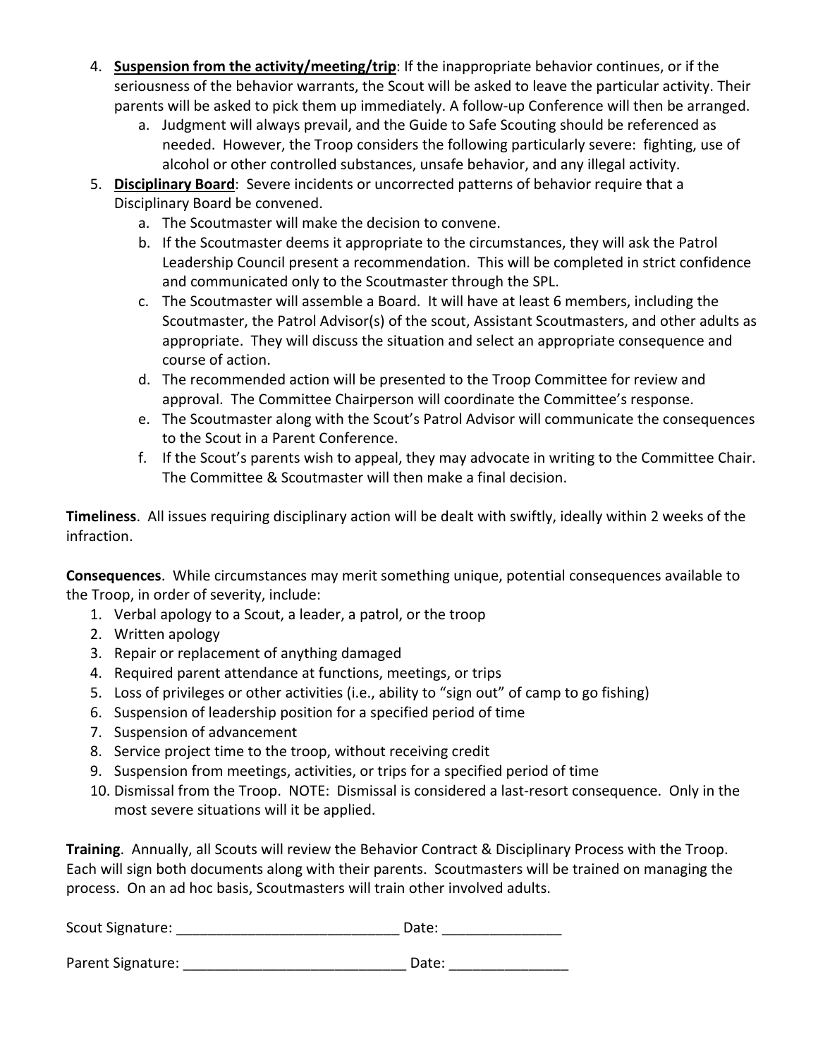4. **Suspension from the activity/meeting/trip**: If the inappropriate behavior continues, or if the seriousness of the behavior warrants, the Scout will be asked to leave the particular activity. Their parents will be asked to pick them up immediately. A follow-up Conference will then be arranged.
   a. Judgment will always prevail, and the Guide to Safe Scouting should be referenced as needed. However, the Troop considers the following particularly severe: fighting, use of alcohol or other controlled substances, unsafe behavior, and any illegal activity.
5. **Disciplinary Board**: Severe incidents or uncorrected patterns of behavior require that a Disciplinary Board be convened.
   a. The Scoutmaster will make the decision to convene.
   b. If the Scoutmaster deems it appropriate to the circumstances, they will ask the Patrol Leadership Council present a recommendation. This will be completed in strict confidence and communicated only to the Scoutmaster through the SPL.
   c. The Scoutmaster will assemble a Board. It will have at least 6 members, including the Scoutmaster, the Patrol Advisor(s) of the scout, Assistant Scoutmasters, and other adults as appropriate. They will discuss the situation and select an appropriate consequence and course of action.
   d. The recommended action will be presented to the Troop Committee for review and approval. The Committee Chairperson will coordinate the Committee's response.
   e. The Scoutmaster along with the Scout's Patrol Advisor will communicate the consequences to the Scout in a Parent Conference.
   f. If the Scout's parents wish to appeal, they may advocate in writing to the Committee Chair. The Committee & Scoutmaster will then make a final decision.

**Timeliness**. All issues requiring disciplinary action will be dealt with swiftly, ideally within 2 weeks of the infraction.

**Consequences**. While circumstances may merit something unique, potential consequences available to the Troop, in order of severity, include:

1. Verbal apology to a Scout, a leader, a patrol, or the troop
2. Written apology
3. Repair or replacement of anything damaged
4. Required parent attendance at functions, meetings, or trips
5. Loss of privileges or other activities (i.e., ability to "sign out" of camp to go fishing)
6. Suspension of leadership position for a specified period of time
7. Suspension of advancement
8. Service project time to the troop, without receiving credit
9. Suspension from meetings, activities, or trips for a specified period of time
10. Dismissal from the Troop. NOTE: Dismissal is considered a last-resort consequence. Only in the most severe situations will it be applied.

**Training**. Annually, all Scouts will review the Behavior Contract & Disciplinary Process with the Troop. Each will sign both documents along with their parents. Scoutmasters will be trained on managing the process. On an ad hoc basis, Scoutmasters will train other involved adults.

Scout Signature: ____________________________ Date: _______________

Parent Signature: ____________________________ Date: _______________